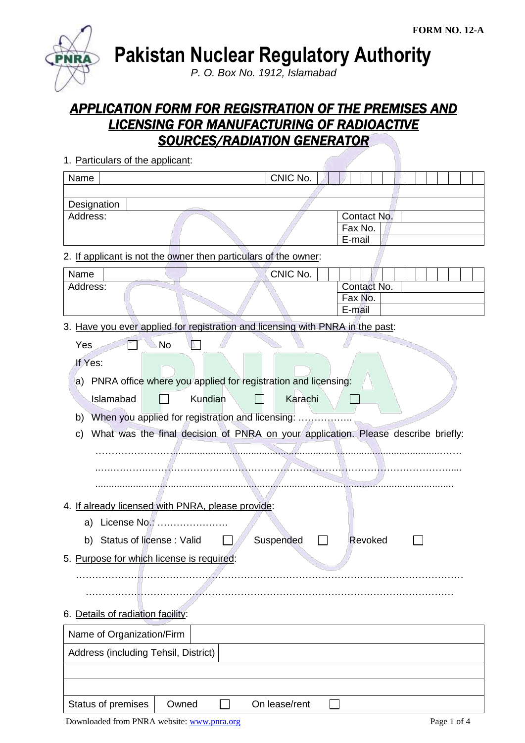FORM NO. 12-A

# Pakistan Nuclear Regulatory Authority

*P. O. Box No. 1912, Islamabad*

## APPLICATION FORM FOR REGISTRATION OF THE PREMISES AND LICENSING FOR MANUFACTURING OF RADIOACTIVE SOURCES/RADIATION GENERATOR

1. Particulars of the applicant:

| Name | | CNIC No. | |
|---|---|---|---|
| | | | |
| Designation | | | |
| Address: | | Contact No. | |
| | | Fax No. | |
| | | E-mail | |

2. If applicant is not the owner then particulars of the owner:

| Name | | CNIC No. | |
|---|---|---|---|
| Address: | | Contact No. | |
| | | Fax No. | |
| | | E-mail | |

3. Have you ever applied for registration and licensing with PNRA in the past:

   Yes ☐ No ☐

   If Yes:

   a) PNRA office where you applied for registration and licensing:

      Islamabad ☐ Kundian ☐ Karachi ☐

   b) When you applied for registration and licensing: ……………..

   c) What was the final decision of PNRA on your application. Please describe briefly:
      ……………………………………………………………………………………………………
      ……………………………………………………………………………………………………
      ……………………………………………………………………………………………………

4. If already licensed with PNRA, please provide:

   a) License No.: ………………….

   b) Status of license : Valid ☐ Suspended ☐ Revoked ☐

5. Purpose for which license is required:

   ……………………………………………………………………………………………………
   ……………………………………………………………………………………………………

6. Details of radiation facility:

| Name of Organization/Firm | |
|---|---|
| Address (including Tehsil, District) | |
| | |
| | |
| Status of premises | Owned ☐ On lease/rent ☐ |

Downloaded from PNRA website: www.pnra.org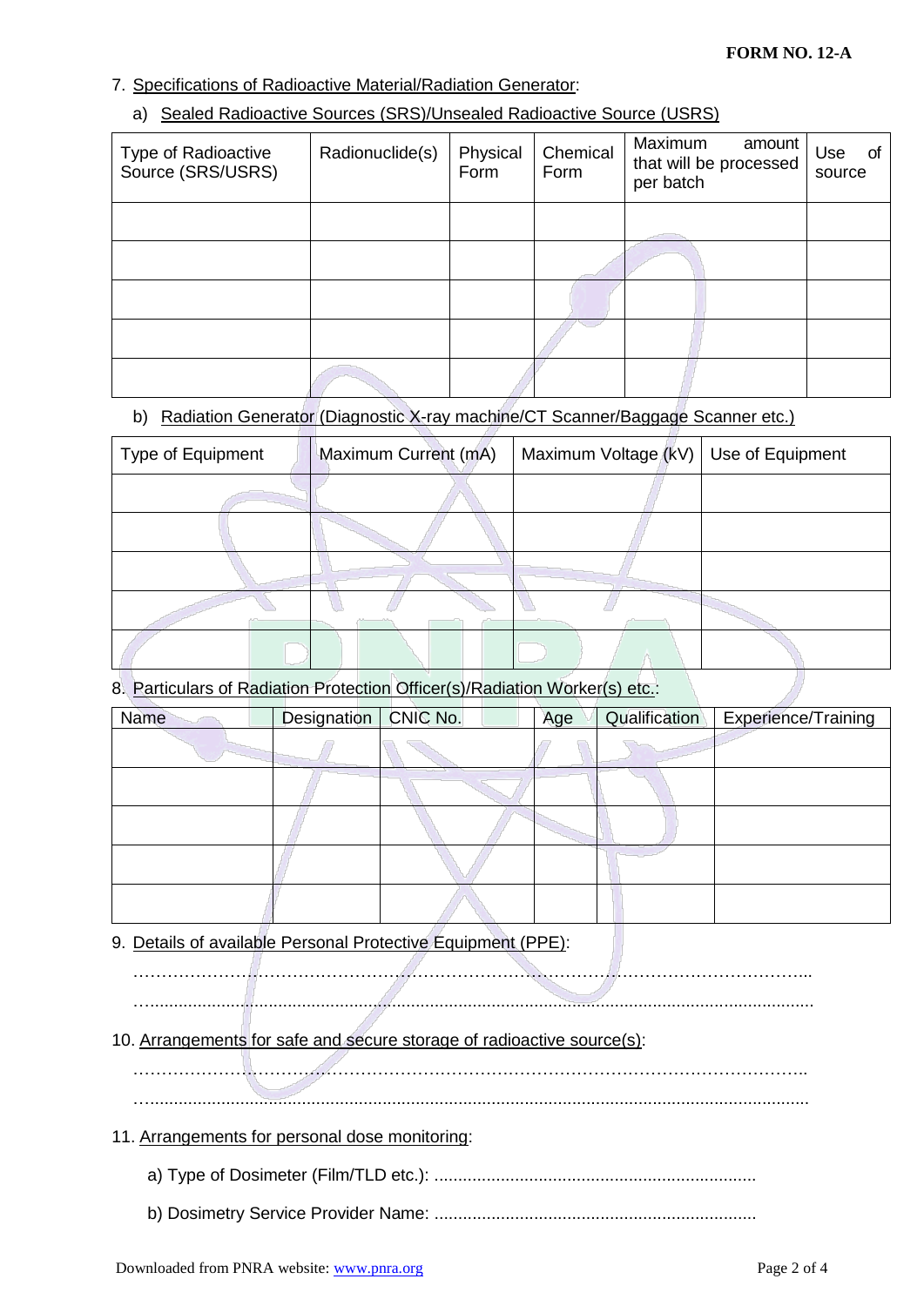FORM NO. 12-A

7. Specifications of Radioactive Material/Radiation Generator:

a) Sealed Radioactive Sources (SRS)/Unsealed Radioactive Source (USRS)

| Type of Radioactive Source (SRS/USRS) | Radionuclide(s) | Physical Form | Chemical Form | Maximum amount that will be processed per batch | Use of source |
|---|---|---|---|---|---|
| | | | | | |
| | | | | | |
| | | | | | |
| | | | | | |
| | | | | | |

b) Radiation Generator (Diagnostic X-ray machine/CT Scanner/Baggage Scanner etc.)

| Type of Equipment | Maximum Current (mA) | Maximum Voltage (kV) | Use of Equipment |
|---|---|---|---|
| | | | |
| | | | |
| | | | |
| | | | |
| | | | |

8. Particulars of Radiation Protection Officer(s)/Radiation Worker(s) etc.:

| Name | Designation | CNIC No. | Age | Qualification | Experience/Training |
|---|---|---|---|---|---|
| | | | | | |
| | | | | | |
| | | | | | |
| | | | | | |
| | | | | | |

9. Details of available Personal Protective Equipment (PPE):

…………………………………………………………………………………………………………...

…..........................................................................................................................................

10. Arrangements for safe and secure storage of radioactive source(s):

………………………………………………………………………………………………………..

…..........................................................................................................................................

11. Arrangements for personal dose monitoring:

a) Type of Dosimeter (Film/TLD etc.): ...................................................................

b) Dosimetry Service Provider Name: ...................................................................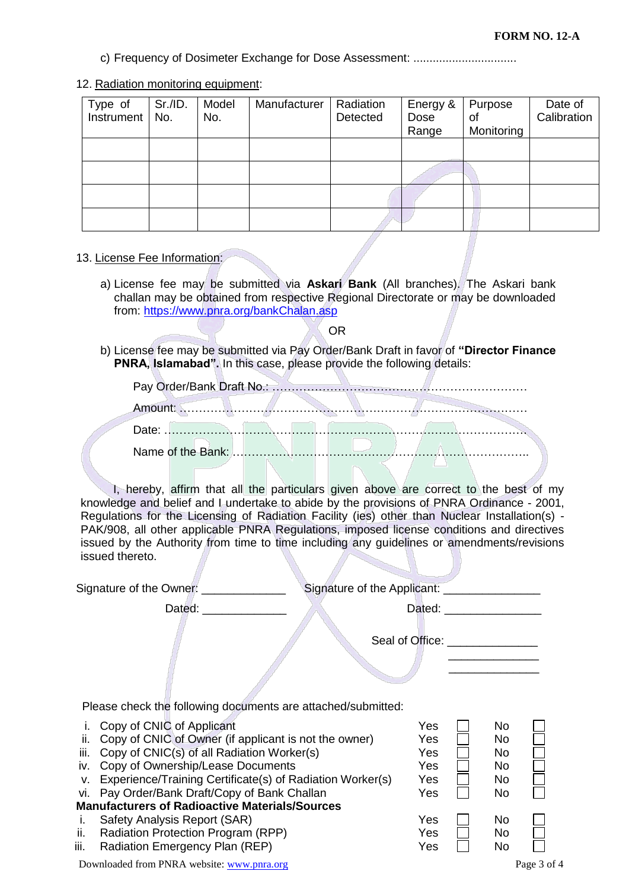c) Frequency of Dosimeter Exchange for Dose Assessment: ................................

12. Radiation monitoring equipment:

| Type of Instrument | Sr./ID. No. | Model No. | Manufacturer | Radiation Detected | Energy & Dose Range | Purpose of Monitoring | Date of Calibration |
|---|---|---|---|---|---|---|---|
| | | | | | | | |
| | | | | | | | |
| | | | | | | | |
| | | | | | | | |

13. License Fee Information:

a) License fee may be submitted via **Askari Bank** (All branches). The Askari bank challan may be obtained from respective Regional Directorate or may be downloaded from: https://www.pnra.org/bankChalan.asp

OR

b) License fee may be submitted via Pay Order/Bank Draft in favor of **"Director Finance PNRA, Islamabad".** In this case, please provide the following details:

Pay Order/Bank Draft No.: ……………………………………………………………

Amount: ……………………………………………………………………………

Date: ………………………………………………………………………………

Name of the Bank: …………………………………………………………………..

I, hereby, affirm that all the particulars given above are correct to the best of my knowledge and belief and I undertake to abide by the provisions of PNRA Ordinance - 2001, Regulations for the Licensing of Radiation Facility (ies) other than Nuclear Installation(s) - PAK/908, all other applicable PNRA Regulations, imposed license conditions and directives issued by the Authority from time to time including any guidelines or amendments/revisions issued thereto.

Signature of the Owner: _____________ Signature of the Applicant: _______________

Dated: _____________ Dated: _______________

Seal of Office: ______________
______________
______________

Please check the following documents are attached/submitted:

| | | Yes | | No | |
|---|---|---|---|---|---|
| i. | Copy of CNIC of Applicant | Yes | ☐ | No | ☐ |
| ii. | Copy of CNIC of Owner (if applicant is not the owner) | Yes | ☐ | No | ☐ |
| iii. | Copy of CNIC(s) of all Radiation Worker(s) | Yes | ☐ | No | ☐ |
| iv. | Copy of Ownership/Lease Documents | Yes | ☐ | No | ☐ |
| v. | Experience/Training Certificate(s) of Radiation Worker(s) | Yes | ☐ | No | ☐ |
| vi. | Pay Order/Bank Draft/Copy of Bank Challan | Yes | ☐ | No | ☐ |
| | **Manufacturers of Radioactive Materials/Sources** | | | | |
| i. | Safety Analysis Report (SAR) | Yes | ☐ | No | ☐ |
| ii. | Radiation Protection Program (RPP) | Yes | ☐ | No | ☐ |
| iii. | Radiation Emergency Plan (REP) | Yes | ☐ | No | ☐ |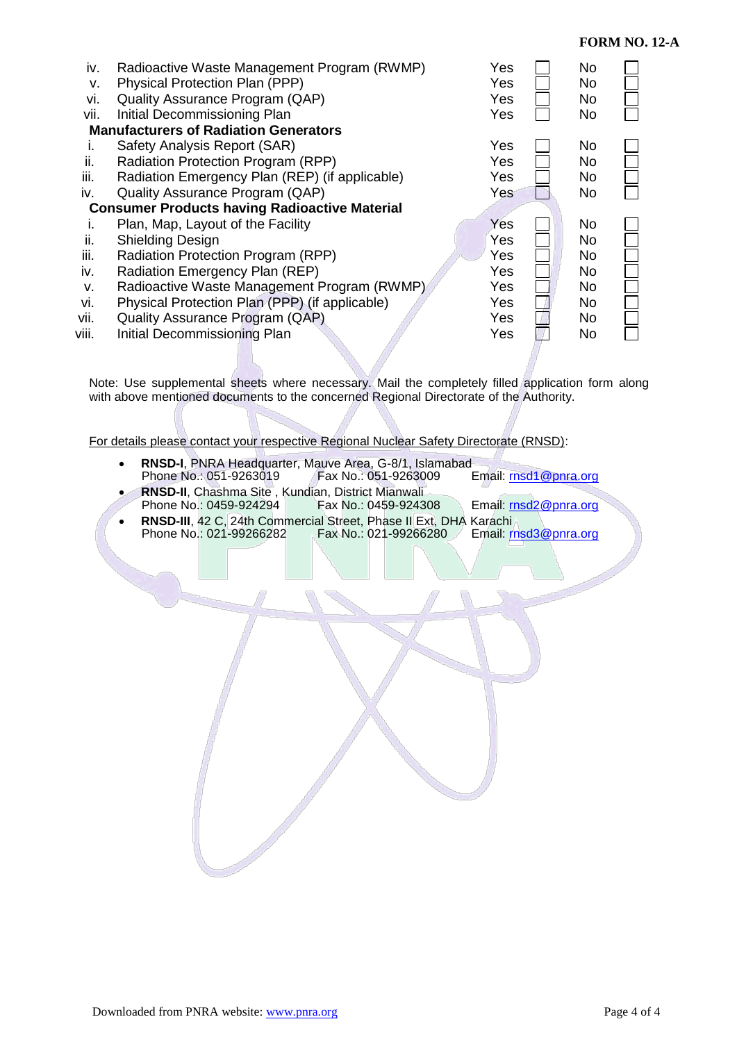FORM NO. 12-A

| | | | | | |
|---|---|---|---|---|---|
| iv. | Radioactive Waste Management Program (RWMP) | Yes | ☐ | No | ☐ |
| v. | Physical Protection Plan (PPP) | Yes | ☐ | No | ☐ |
| vi. | Quality Assurance Program (QAP) | Yes | ☐ | No | ☐ |
| vii. | Initial Decommissioning Plan | Yes | ☐ | No | ☐ |
| **Manufacturers of Radiation Generators** | | | | | |
| i. | Safety Analysis Report (SAR) | Yes | ☐ | No | ☐ |
| ii. | Radiation Protection Program (RPP) | Yes | ☐ | No | ☐ |
| iii. | Radiation Emergency Plan (REP) (if applicable) | Yes | ☐ | No | ☐ |
| iv. | Quality Assurance Program (QAP) | Yes | ☐ | No | ☐ |
| **Consumer Products having Radioactive Material** | | | | | |
| i. | Plan, Map, Layout of the Facility | Yes | ☐ | No | ☐ |
| ii. | Shielding Design | Yes | ☐ | No | ☐ |
| iii. | Radiation Protection Program (RPP) | Yes | ☐ | No | ☐ |
| iv. | Radiation Emergency Plan (REP) | Yes | ☐ | No | ☐ |
| v. | Radioactive Waste Management Program (RWMP) | Yes | ☐ | No | ☐ |
| vi. | Physical Protection Plan (PPP) (if applicable) | Yes | ☐ | No | ☐ |
| vii. | Quality Assurance Program (QAP) | Yes | ☐ | No | ☐ |
| viii. | Initial Decommissioning Plan | Yes | ☐ | No | ☐ |

Note: Use supplemental sheets where necessary. Mail the completely filled application form along with above mentioned documents to the concerned Regional Directorate of the Authority.

For details please contact your respective Regional Nuclear Safety Directorate (RNSD):

- **RNSD-I**, PNRA Headquarter, Mauve Area, G-8/1, Islamabad
  Phone No.: 051-9263019 Fax No.: 051-9263009 Email: rnsd1@pnra.org
- **RNSD-II**, Chashma Site , Kundian, District Mianwali
  Phone No.: 0459-924294 Fax No.: 0459-924308 Email: rnsd2@pnra.org
- **RNSD-III**, 42 C, 24th Commercial Street, Phase II Ext, DHA Karachi
  Phone No.: 021-99266282 Fax No.: 021-99266280 Email: rnsd3@pnra.org

Downloaded from PNRA website: www.pnra.org